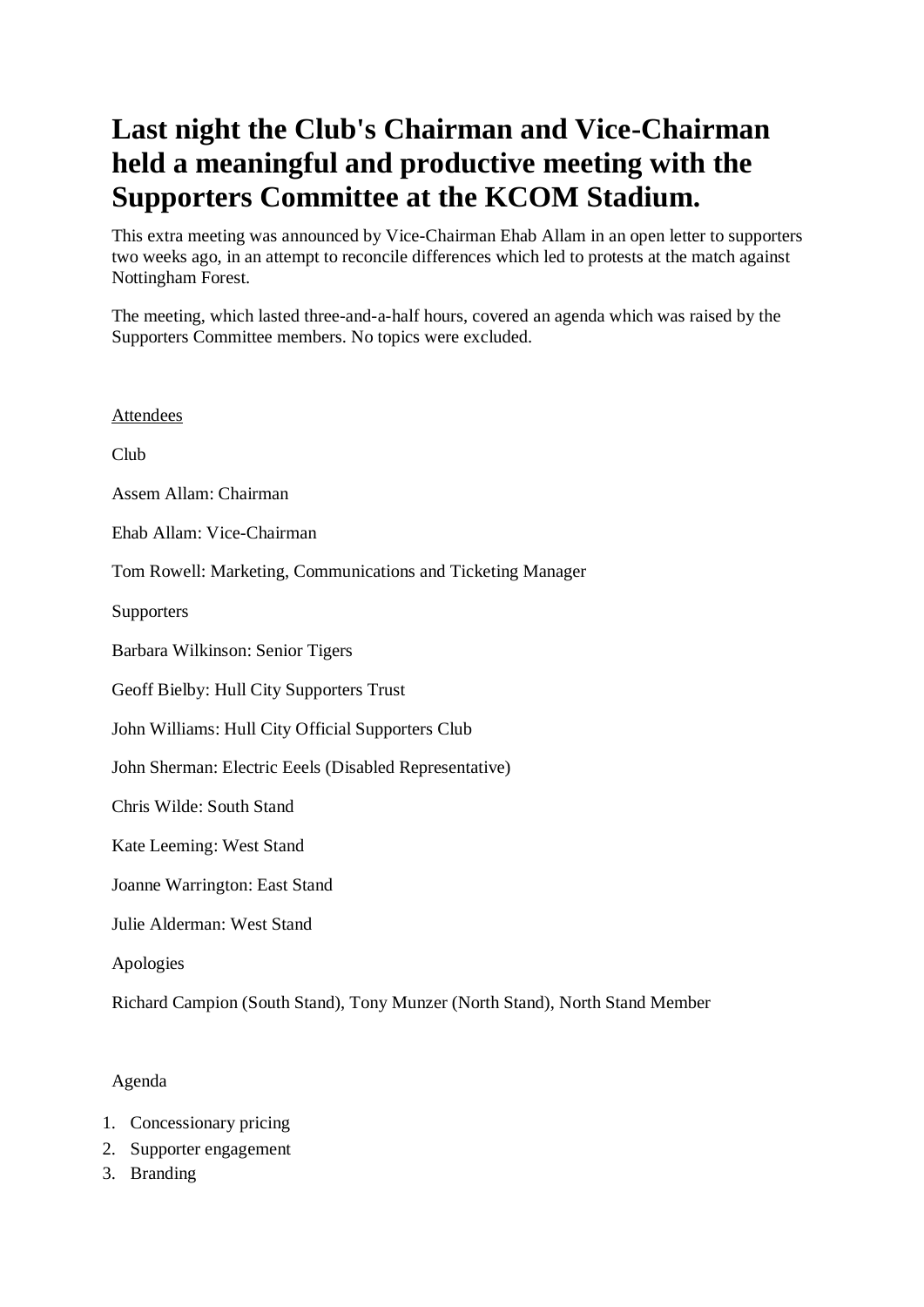# Last night the Club's Chairman and Vice-Chairman held a meaningful and productive meeting with the Supporters Committee at the KCOM Stadium.

This extra meeting was announced by Vice-Chairman Ehab Allam in an open letter to supporters two weeks ago, in an attempt to reconcile differences which led to protests at the match against Nottingham Forest.

The meeting, which lasted three-and-a-half hours, covered an agenda which was raised by the Supporters Committee members. No topics were excluded.

<u>Attendees</u>

Club

Assem Allam: Chairman

Ehab Allam: Vice-Chairman

Tom Rowell: Marketing, Communications and Ticketing Manager

Supporters

Barbara Wilkinson: Senior Tigers

Geoff Bielby: Hull City Supporters Trust

John Williams: Hull City Official Supporters Club

John Sherman: Electric Eeels (Disabled Representative)

Chris Wilde: South Stand

Kate Leeming: West Stand

Joanne Warrington: East Stand

Julie Alderman: West Stand

Apologies

Richard Campion (South Stand), Tony Munzer (North Stand), North Stand Member

Agenda

1. Concessionary pricing
2. Supporter engagement
3. Branding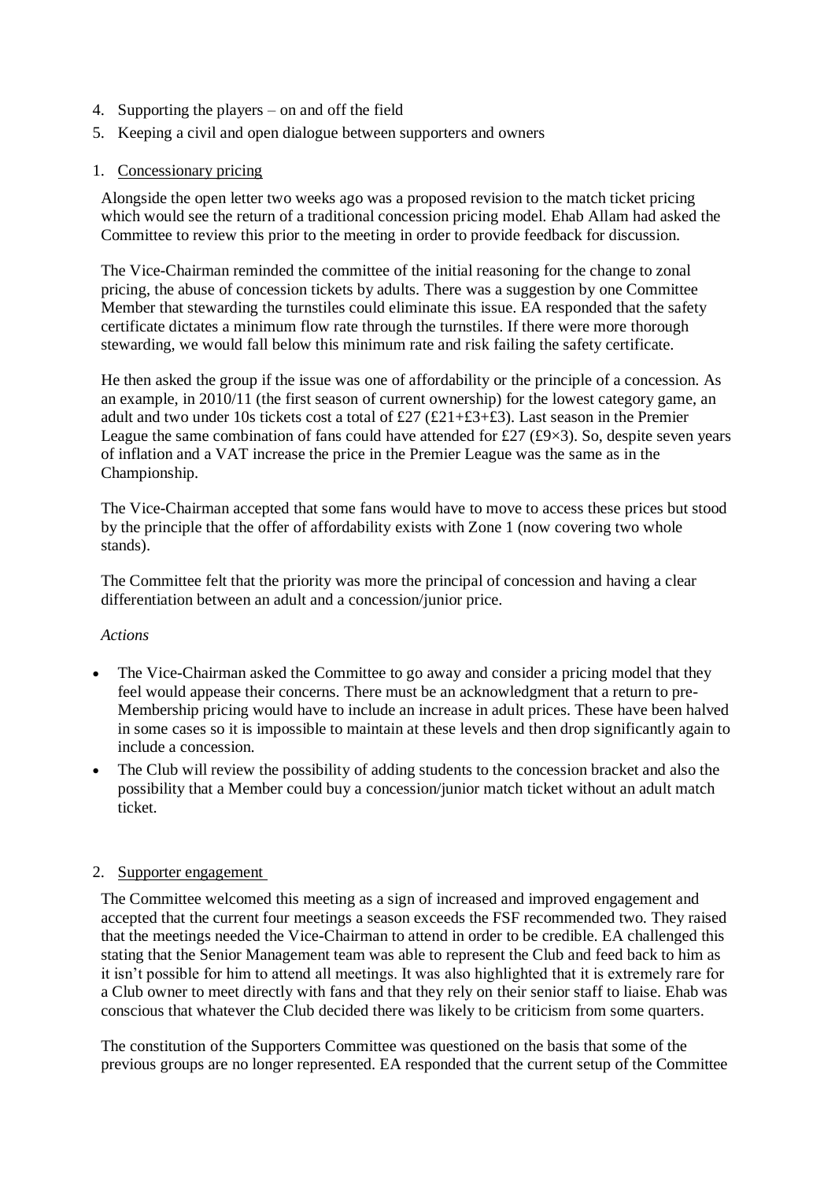4. Supporting the players – on and off the field
5. Keeping a civil and open dialogue between supporters and owners

1. Concessionary pricing

Alongside the open letter two weeks ago was a proposed revision to the match ticket pricing which would see the return of a traditional concession pricing model. Ehab Allam had asked the Committee to review this prior to the meeting in order to provide feedback for discussion.

The Vice-Chairman reminded the committee of the initial reasoning for the change to zonal pricing, the abuse of concession tickets by adults. There was a suggestion by one Committee Member that stewarding the turnstiles could eliminate this issue. EA responded that the safety certificate dictates a minimum flow rate through the turnstiles. If there were more thorough stewarding, we would fall below this minimum rate and risk failing the safety certificate.

He then asked the group if the issue was one of affordability or the principle of a concession. As an example, in 2010/11 (the first season of current ownership) for the lowest category game, an adult and two under 10s tickets cost a total of £27 (£21+£3+£3). Last season in the Premier League the same combination of fans could have attended for £27 (£9×3). So, despite seven years of inflation and a VAT increase the price in the Premier League was the same as in the Championship.

The Vice-Chairman accepted that some fans would have to move to access these prices but stood by the principle that the offer of affordability exists with Zone 1 (now covering two whole stands).

The Committee felt that the priority was more the principal of concession and having a clear differentiation between an adult and a concession/junior price.

*Actions*

- The Vice-Chairman asked the Committee to go away and consider a pricing model that they feel would appease their concerns. There must be an acknowledgment that a return to pre-Membership pricing would have to include an increase in adult prices. These have been halved in some cases so it is impossible to maintain at these levels and then drop significantly again to include a concession.
- The Club will review the possibility of adding students to the concession bracket and also the possibility that a Member could buy a concession/junior match ticket without an adult match ticket.

2. Supporter engagement

The Committee welcomed this meeting as a sign of increased and improved engagement and accepted that the current four meetings a season exceeds the FSF recommended two. They raised that the meetings needed the Vice-Chairman to attend in order to be credible. EA challenged this stating that the Senior Management team was able to represent the Club and feed back to him as it isn't possible for him to attend all meetings. It was also highlighted that it is extremely rare for a Club owner to meet directly with fans and that they rely on their senior staff to liaise. Ehab was conscious that whatever the Club decided there was likely to be criticism from some quarters.

The constitution of the Supporters Committee was questioned on the basis that some of the previous groups are no longer represented. EA responded that the current setup of the Committee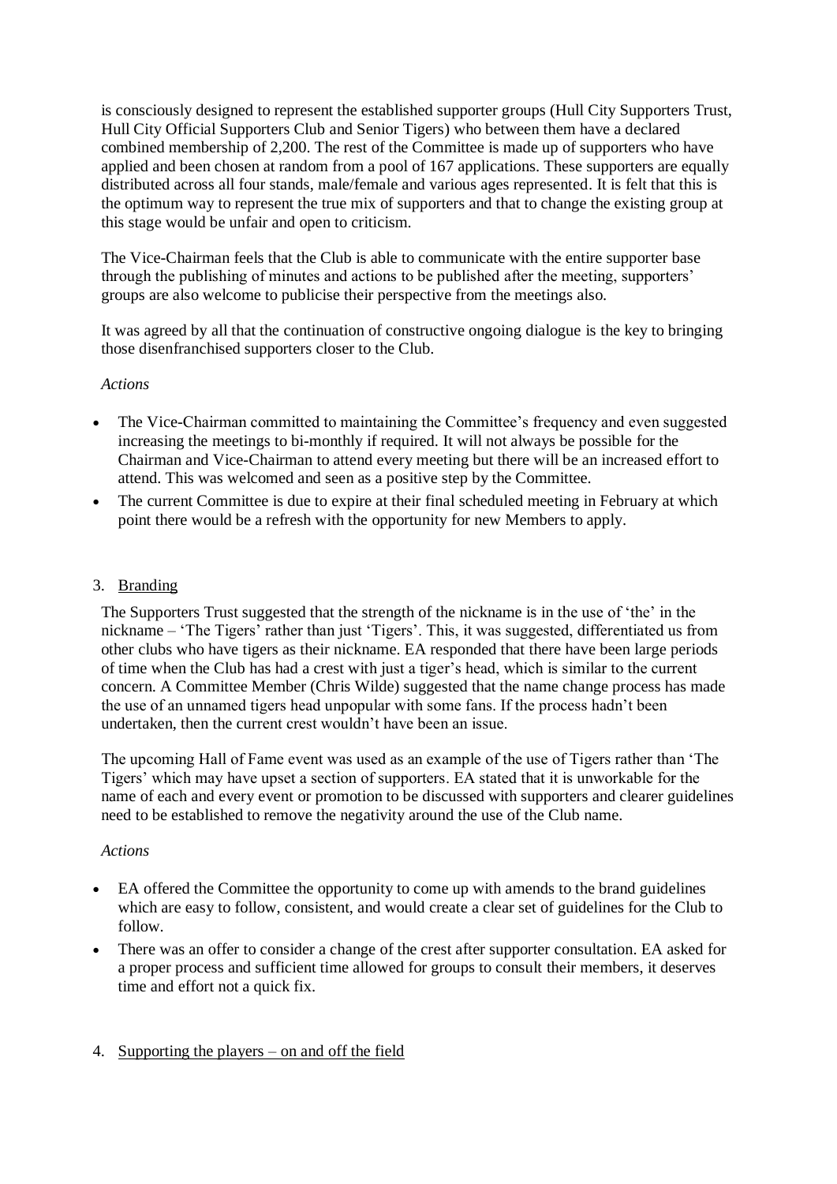is consciously designed to represent the established supporter groups (Hull City Supporters Trust, Hull City Official Supporters Club and Senior Tigers) who between them have a declared combined membership of 2,200. The rest of the Committee is made up of supporters who have applied and been chosen at random from a pool of 167 applications. These supporters are equally distributed across all four stands, male/female and various ages represented. It is felt that this is the optimum way to represent the true mix of supporters and that to change the existing group at this stage would be unfair and open to criticism.

The Vice-Chairman feels that the Club is able to communicate with the entire supporter base through the publishing of minutes and actions to be published after the meeting, supporters' groups are also welcome to publicise their perspective from the meetings also.

It was agreed by all that the continuation of constructive ongoing dialogue is the key to bringing those disenfranchised supporters closer to the Club.

*Actions*

- The Vice-Chairman committed to maintaining the Committee's frequency and even suggested increasing the meetings to bi-monthly if required. It will not always be possible for the Chairman and Vice-Chairman to attend every meeting but there will be an increased effort to attend. This was welcomed and seen as a positive step by the Committee.
- The current Committee is due to expire at their final scheduled meeting in February at which point there would be a refresh with the opportunity for new Members to apply.

3. Branding

The Supporters Trust suggested that the strength of the nickname is in the use of 'the' in the nickname – 'The Tigers' rather than just 'Tigers'. This, it was suggested, differentiated us from other clubs who have tigers as their nickname. EA responded that there have been large periods of time when the Club has had a crest with just a tiger's head, which is similar to the current concern. A Committee Member (Chris Wilde) suggested that the name change process has made the use of an unnamed tigers head unpopular with some fans. If the process hadn't been undertaken, then the current crest wouldn't have been an issue.

The upcoming Hall of Fame event was used as an example of the use of Tigers rather than 'The Tigers' which may have upset a section of supporters. EA stated that it is unworkable for the name of each and every event or promotion to be discussed with supporters and clearer guidelines need to be established to remove the negativity around the use of the Club name.

*Actions*

- EA offered the Committee the opportunity to come up with amends to the brand guidelines which are easy to follow, consistent, and would create a clear set of guidelines for the Club to follow.
- There was an offer to consider a change of the crest after supporter consultation. EA asked for a proper process and sufficient time allowed for groups to consult their members, it deserves time and effort not a quick fix.

4. Supporting the players – on and off the field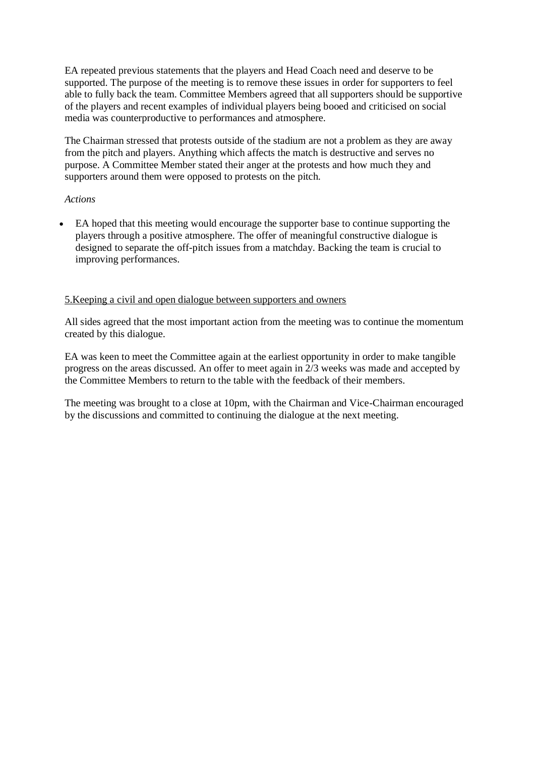EA repeated previous statements that the players and Head Coach need and deserve to be supported. The purpose of the meeting is to remove these issues in order for supporters to feel able to fully back the team. Committee Members agreed that all supporters should be supportive of the players and recent examples of individual players being booed and criticised on social media was counterproductive to performances and atmosphere.

The Chairman stressed that protests outside of the stadium are not a problem as they are away from the pitch and players. Anything which affects the match is destructive and serves no purpose. A Committee Member stated their anger at the protests and how much they and supporters around them were opposed to protests on the pitch.

*Actions*

- EA hoped that this meeting would encourage the supporter base to continue supporting the players through a positive atmosphere. The offer of meaningful constructive dialogue is designed to separate the off-pitch issues from a matchday. Backing the team is crucial to improving performances.

<u>5.Keeping a civil and open dialogue between supporters and owners</u>

All sides agreed that the most important action from the meeting was to continue the momentum created by this dialogue.

EA was keen to meet the Committee again at the earliest opportunity in order to make tangible progress on the areas discussed. An offer to meet again in 2/3 weeks was made and accepted by the Committee Members to return to the table with the feedback of their members.

The meeting was brought to a close at 10pm, with the Chairman and Vice-Chairman encouraged by the discussions and committed to continuing the dialogue at the next meeting.